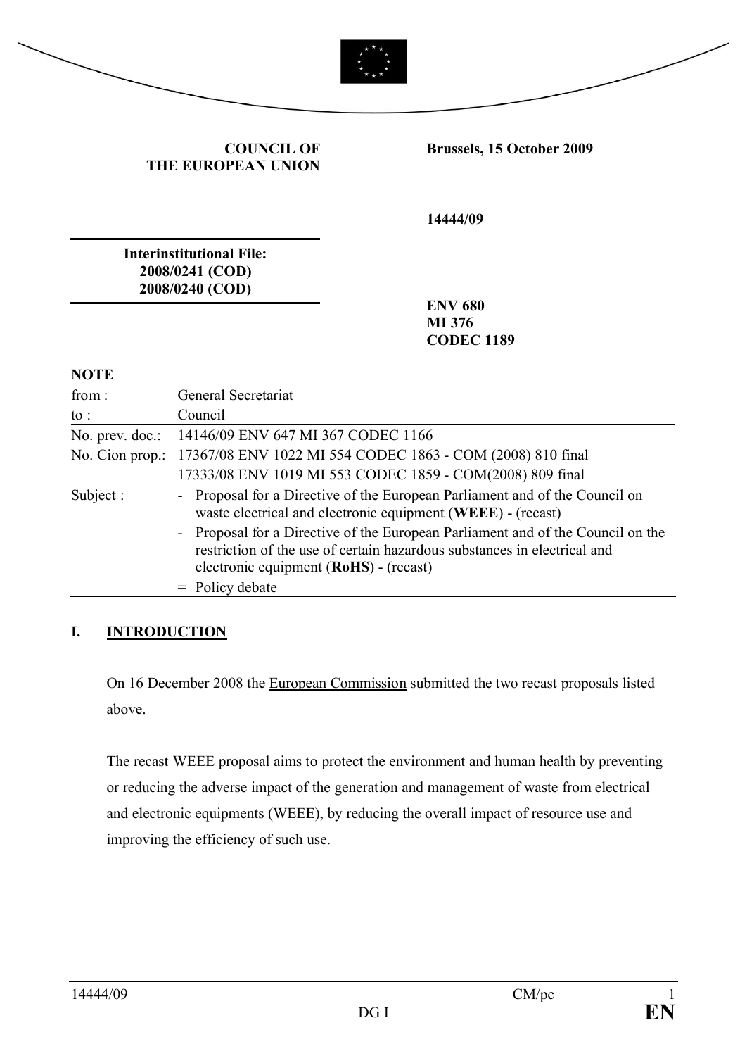**COUNCIL OF THE EUROPEAN UNION**

**Brussels, 15 October 2009**

**14444/09**

**Interinstitutional File:**
**2008/0241 (COD)**
**2008/0240 (COD)**

**ENV 680**
**MI 376**
**CODEC 1189**

**NOTE**

| | |
|---|---|
| from : | General Secretariat |
| to : | Council |
| No. prev. doc.: | 14146/09 ENV 647 MI 367 CODEC 1166 |
| No. Cion prop.: | 17367/08 ENV 1022 MI 554 CODEC 1863 - COM (2008) 810 final<br>17333/08 ENV 1019 MI 553 CODEC 1859 - COM(2008) 809 final |
| Subject : | - Proposal for a Directive of the European Parliament and of the Council on waste electrical and electronic equipment (**WEEE**) - (recast)<br>- Proposal for a Directive of the European Parliament and of the Council on the restriction of the use of certain hazardous substances in electrical and electronic equipment (**RoHS**) - (recast)<br>= Policy debate |

## I. INTRODUCTION

On 16 December 2008 the European Commission submitted the two recast proposals listed above.

The recast WEEE proposal aims to protect the environment and human health by preventing or reducing the adverse impact of the generation and management of waste from electrical and electronic equipments (WEEE), by reducing the overall impact of resource use and improving the efficiency of such use.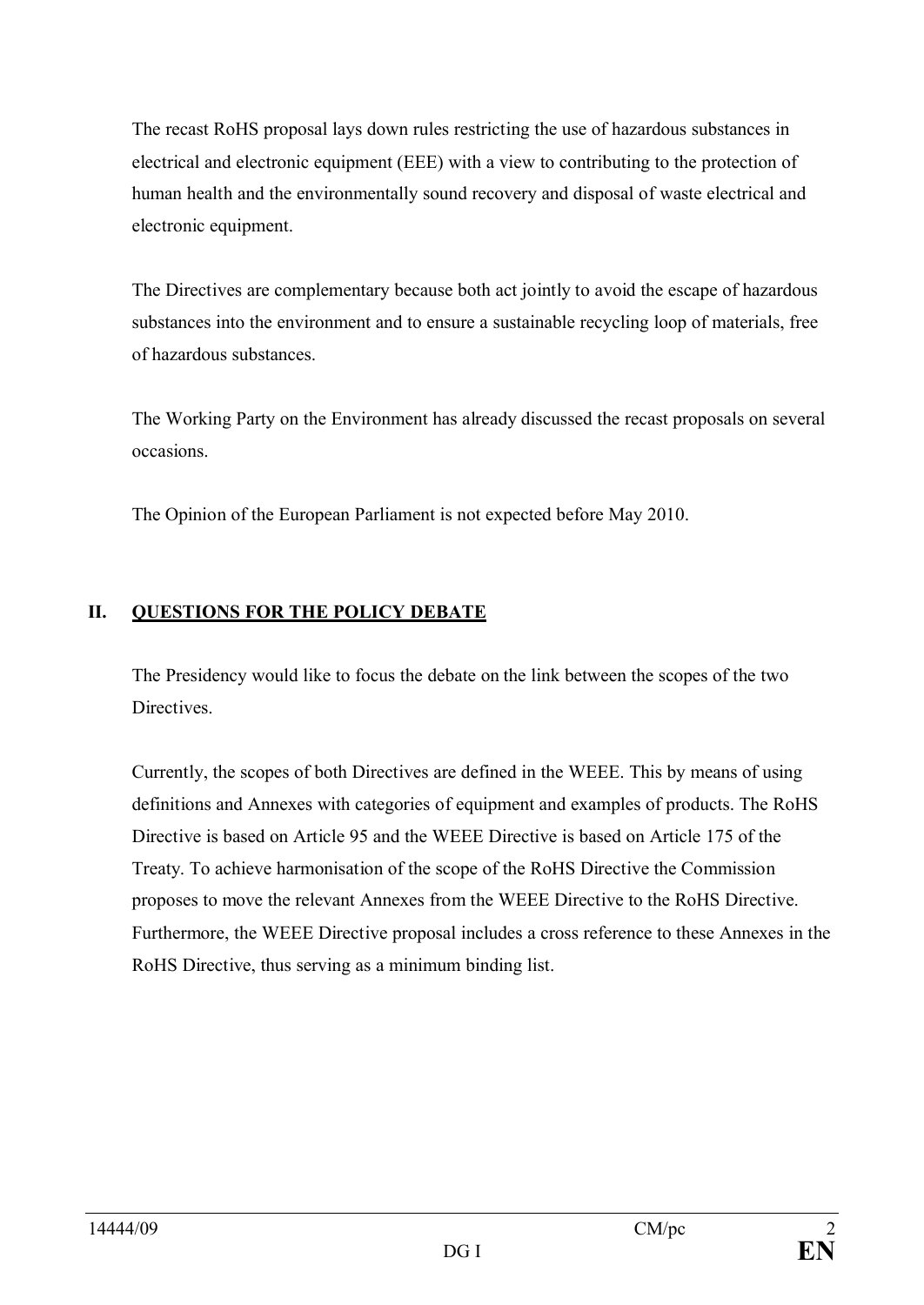The recast RoHS proposal lays down rules restricting the use of hazardous substances in electrical and electronic equipment (EEE) with a view to contributing to the protection of human health and the environmentally sound recovery and disposal of waste electrical and electronic equipment.

The Directives are complementary because both act jointly to avoid the escape of hazardous substances into the environment and to ensure a sustainable recycling loop of materials, free of hazardous substances.

The Working Party on the Environment has already discussed the recast proposals on several occasions.

The Opinion of the European Parliament is not expected before May 2010.

## II. QUESTIONS FOR THE POLICY DEBATE

The Presidency would like to focus the debate on the link between the scopes of the two Directives.

Currently, the scopes of both Directives are defined in the WEEE. This by means of using definitions and Annexes with categories of equipment and examples of products. The RoHS Directive is based on Article 95 and the WEEE Directive is based on Article 175 of the Treaty. To achieve harmonisation of the scope of the RoHS Directive the Commission proposes to move the relevant Annexes from the WEEE Directive to the RoHS Directive. Furthermore, the WEEE Directive proposal includes a cross reference to these Annexes in the RoHS Directive, thus serving as a minimum binding list.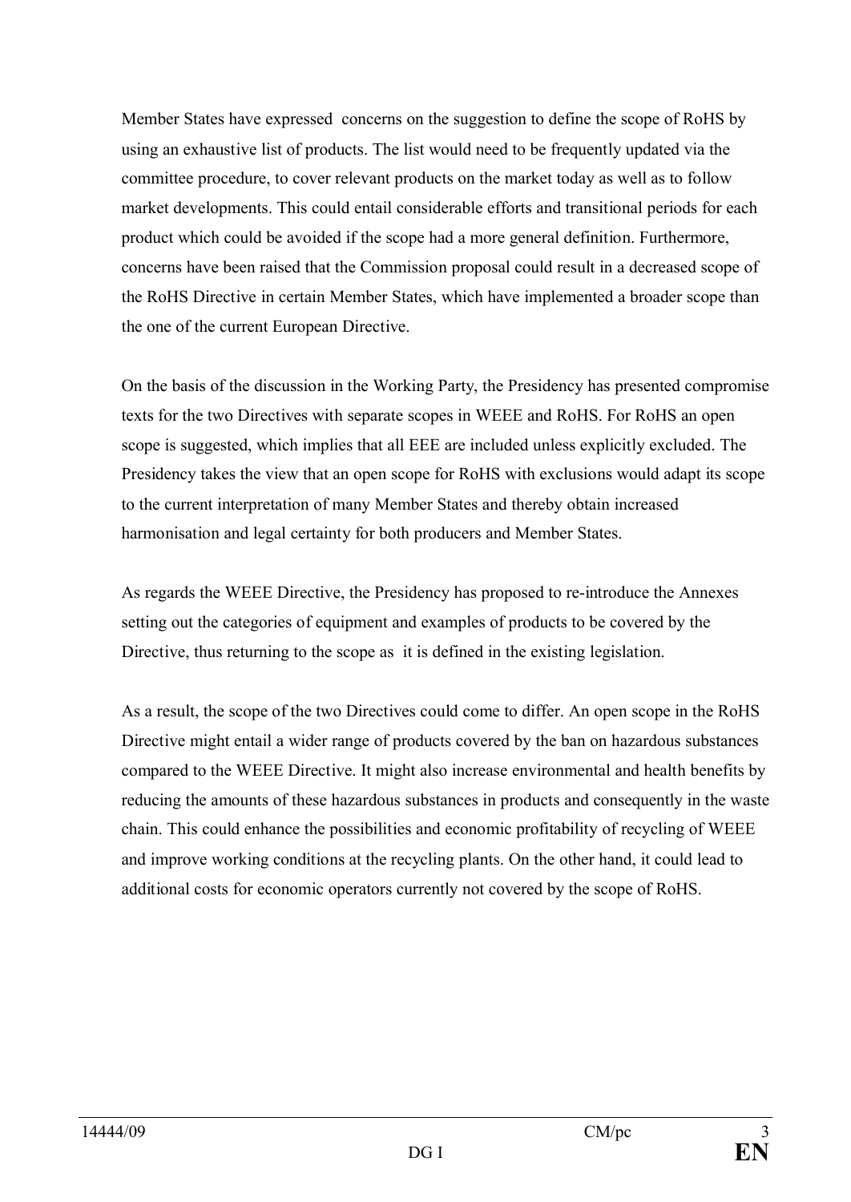Member States have expressed concerns on the suggestion to define the scope of RoHS by using an exhaustive list of products. The list would need to be frequently updated via the committee procedure, to cover relevant products on the market today as well as to follow market developments. This could entail considerable efforts and transitional periods for each product which could be avoided if the scope had a more general definition. Furthermore, concerns have been raised that the Commission proposal could result in a decreased scope of the RoHS Directive in certain Member States, which have implemented a broader scope than the one of the current European Directive.

On the basis of the discussion in the Working Party, the Presidency has presented compromise texts for the two Directives with separate scopes in WEEE and RoHS. For RoHS an open scope is suggested, which implies that all EEE are included unless explicitly excluded. The Presidency takes the view that an open scope for RoHS with exclusions would adapt its scope to the current interpretation of many Member States and thereby obtain increased harmonisation and legal certainty for both producers and Member States.

As regards the WEEE Directive, the Presidency has proposed to re-introduce the Annexes setting out the categories of equipment and examples of products to be covered by the Directive, thus returning to the scope as it is defined in the existing legislation.

As a result, the scope of the two Directives could come to differ. An open scope in the RoHS Directive might entail a wider range of products covered by the ban on hazardous substances compared to the WEEE Directive. It might also increase environmental and health benefits by reducing the amounts of these hazardous substances in products and consequently in the waste chain. This could enhance the possibilities and economic profitability of recycling of WEEE and improve working conditions at the recycling plants. On the other hand, it could lead to additional costs for economic operators currently not covered by the scope of RoHS.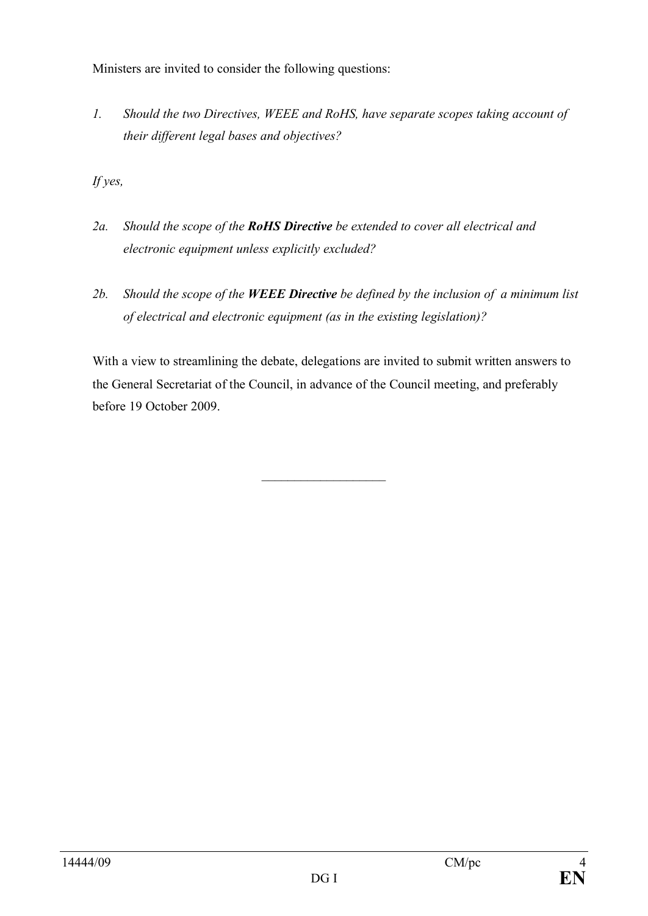Ministers are invited to consider the following questions:

1. *Should the two Directives, WEEE and RoHS, have separate scopes taking account of their different legal bases and objectives?*

*If yes,*

2a. *Should the scope of the* ***RoHS Directive*** *be extended to cover all electrical and electronic equipment unless explicitly excluded?*

2b. *Should the scope of the* ***WEEE Directive*** *be defined by the inclusion of a minimum list of electrical and electronic equipment (as in the existing legislation)?*

With a view to streamlining the debate, delegations are invited to submit written answers to the General Secretariat of the Council, in advance of the Council meeting, and preferably before 19 October 2009.

---